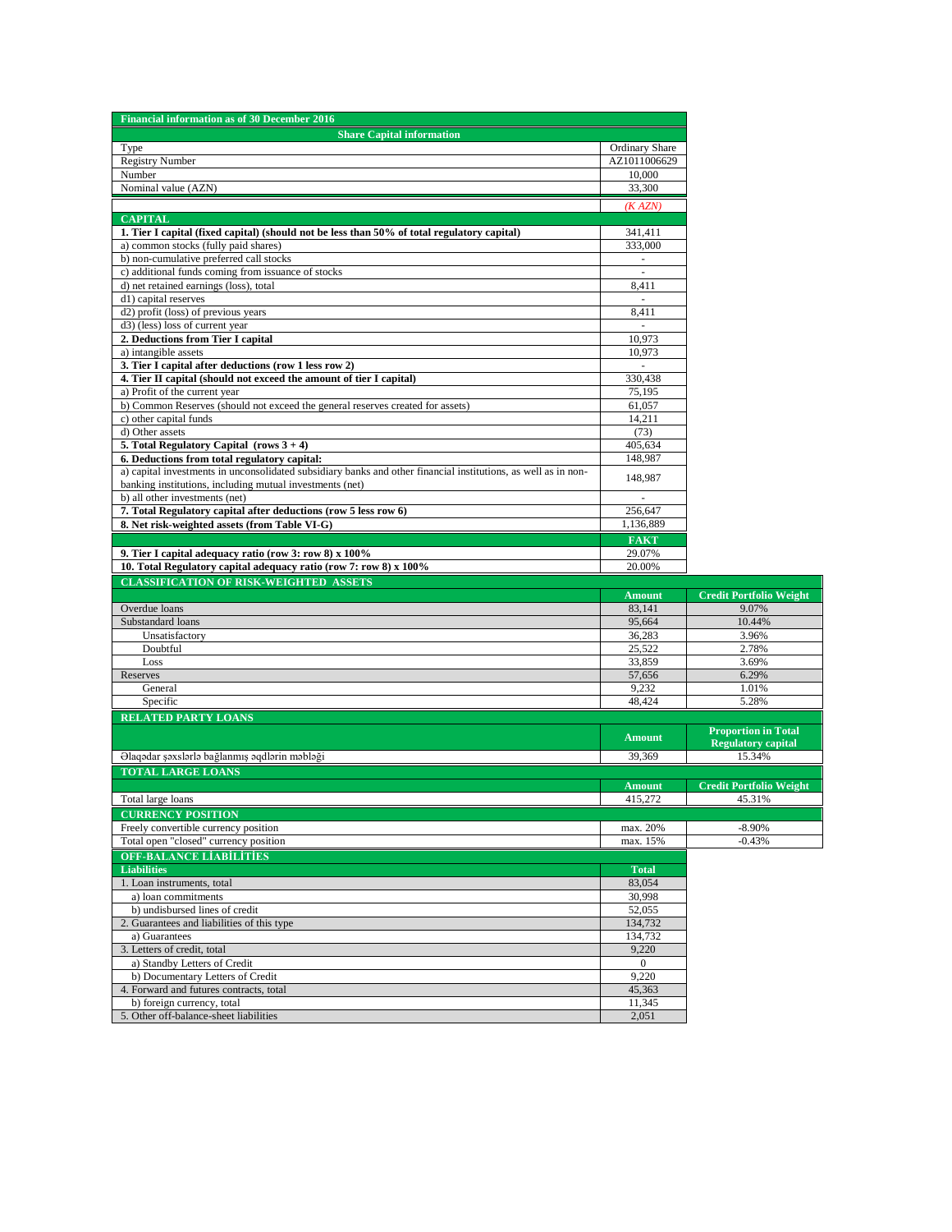| Financial information as of 30 December 2016 | |
|---|---|
| **Share Capital information** | |
| Type | Ordinary Share |
| Registry Number | AZ1011006629 |
| Number | 10,000 |
| Nominal value (AZN) | 33,300 |

| | *(K AZN)* |
|---|---|
| **CAPITAL** | |
| **1. Tier I capital (fixed capital) (should not be less than 50% of total regulatory capital)** | 341,411 |
| a) common stocks (fully paid shares) | 333,000 |
| b) non-cumulative preferred call stocks | - |
| c) additional funds coming from issuance of stocks | - |
| d) net retained earnings (loss), total | 8,411 |
| d1) capital reserves | - |
| d2) profit (loss) of previous years | 8,411 |
| d3) (less) loss of current year | - |
| **2. Deductions from Tier I capital** | 10,973 |
| a) intangible assets | 10,973 |
| **3. Tier I capital after deductions (row 1 less row 2)** | - |
| **4. Tier II capital (should not exceed the amount of tier I capital)** | 330,438 |
| a) Profit of the current year | 75,195 |
| b) Common Reserves (should not exceed the general reserves created for assets) | 61,057 |
| c) other capital funds | 14,211 |
| d) Other assets | (73) |
| **5. Total Regulatory Capital (rows 3 + 4)** | 405,634 |
| **6. Deductions from total regulatory capital:** | 148,987 |
| a) capital investments in unconsolidated subsidiary banks and other financial institutions, as well as in non-banking institutions, including mutual investments (net) | 148,987 |
| b) all other investments (net) | - |
| **7. Total Regulatory capital after deductions (row 5 less row 6)** | 256,647 |
| **8. Net risk-weighted assets (from Table VI-G)** | 1,136,889 |
| | **FAKT** |
| **9. Tier I capital adequacy ratio (row 3: row 8) x 100%** | 29.07% |
| **10. Total Regulatory capital adequacy ratio (row 7: row 8) x 100%** | 20.00% |

| CLASSIFICATION OF RISK-WEIGHTED ASSETS | Amount | Credit Portfolio Weight |
|---|---|---|
| Overdue loans | 83,141 | 9.07% |
| Substandard loans | 95,664 | 10.44% |
| Unsatisfactory | 36,283 | 3.96% |
| Doubtful | 25,522 | 2.78% |
| Loss | 33,859 | 3.69% |
| Reserves | 57,656 | 6.29% |
| General | 9,232 | 1.01% |
| Specific | 48,424 | 5.28% |

| RELATED PARTY LOANS | Amount | Proportion in Total Regulatory capital |
|---|---|---|
| Əlaqədar şəxslərlə bağlanmış əqdlərin məbləği | 39,369 | 15.34% |

| TOTAL LARGE LOANS | Amount | Credit Portfolio Weight |
|---|---|---|
| Total large loans | 415,272 | 45.31% |

| CURRENCY POSITION | | |
|---|---|---|
| Freely convertible currency position | max. 20% | -8.90% |
| Total open "closed" currency position | max. 15% | -0.43% |

| OFF-BALANCE LİABİLİTİES | |
|---|---|
| **Liabilities** | **Total** |
| 1. Loan instruments, total | 83,054 |
| a) loan commitments | 30,998 |
| b) undisbursed lines of credit | 52,055 |
| 2. Guarantees and liabilities of this type | 134,732 |
| a) Guarantees | 134,732 |
| 3. Letters of credit, total | 9,220 |
| a) Standby Letters of Credit | 0 |
| b) Documentary Letters of Credit | 9,220 |
| 4. Forward and futures contracts, total | 45,363 |
| b) foreign currency, total | 11,345 |
| 5. Other off-balance-sheet liabilities | 2,051 |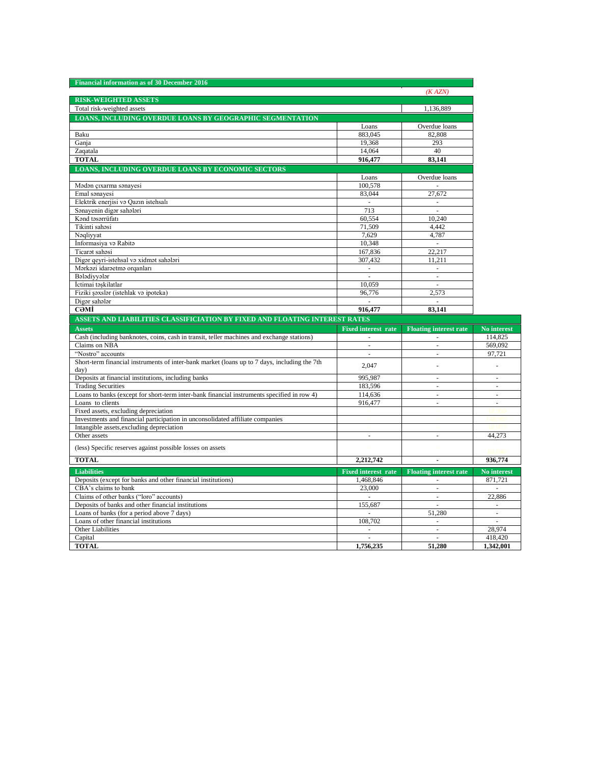## Financial information as of 30 December 2016

*(K AZN)*

| RISK-WEIGHTED ASSETS | |
|---|---|
| Total risk-weighted assets | 1,136,889 |

**LOANS, INCLUDING OVERDUE LOANS BY GEOGRAPHIC SEGMENTATION**

| | Loans | Overdue loans |
|---|---|---|
| Baku | 883,045 | 82,808 |
| Ganja | 19,368 | 293 |
| Zaqatala | 14,064 | 40 |
| **TOTAL** | **916,477** | **83,141** |

**LOANS, INCLUDING OVERDUE LOANS BY ECONOMIC SECTORS**

| | Loans | Overdue loans |
|---|---|---|
| Mədən çıxarma sənayesi | 100,578 | - |
| Emal sənayesi | 83,044 | 27,672 |
| Elektrik enerjisi və Qazın istehsalı | - | - |
| Sənayenin digər sahələri | 713 | - |
| Kənd təsərrüfatı | 60,554 | 10,240 |
| Tikinti sahəsi | 71,509 | 4,442 |
| Nəqliyyat | 7,629 | 4,787 |
| İnformasiya və Rabitə | 10,348 | - |
| Ticarət sahəsi | 167,836 | 22,217 |
| Digər qeyri-istehsal və xidmət sahələri | 307,432 | 11,211 |
| Mərkəzi idarəetmə orqanları | - | - |
| Bələdiyyələr | - | - |
| İctimai təşkilatlar | 10,059 | - |
| Fiziki şəxslər (istehlak və ipoteka) | 96,776 | 2,573 |
| Digər sahələr | - | - |
| **CƏMİ** | **916,477** | **83,141** |

**ASSETS AND LIABILITIES CLASSIFICIATION BY FIXED AND FLOATING INTEREST RATES**

| Assets | Fixed interest rate | Floating interest rate | No interest |
|---|---|---|---|
| Cash (including banknotes, coins, cash in transit, teller machines and exchange stations) | - | - | 114,825 |
| Claims on NBA | - | - | 569,092 |
| "Nostro" accounts | - | - | 97,721 |
| Short-term financial instruments of inter-bank market (loans up to 7 days, including the 7th day) | 2,047 | - | - |
| Deposits at financial institutions, including banks | 995,987 | - | - |
| Trading Securities | 183,596 | - | - |
| Loans to banks (except for short-term inter-bank financial instruments specified in row 4) | 114,636 | - | - |
| Loans to clients | 916,477 | - | - |
| Fixed assets, excluding depreciation | | | |
| Investments and financial participation in unconsolidated affiliate companies | | | |
| Intangible assets,excluding depreciation | | | |
| Other assets | - | - | 44,273 |
| (less) Specific reserves against possible losses on assets | | | |
| **TOTAL** | **2,212,742** | **-** | **936,774** |

| Liabilities | Fixed interest rate | Floating interest rate | No interest |
|---|---|---|---|
| Deposits (except for banks and other financial institutions) | 1,468,846 | - | 871,721 |
| CBA's claims to bank | 23,000 | - | - |
| Claims of other banks ("loro" accounts) | - | - | 22,886 |
| Deposits of banks and other financial institutions | 155,687 | - | - |
| Loans of banks (for a period above 7 days) | - | 51,280 | - |
| Loans of other financial institutions | 108,702 | - | - |
| Other Liabilities | - | - | 28,974 |
| Capital | - | - | 418,420 |
| **TOTAL** | **1,756,235** | **51,280** | **1,342,001** |